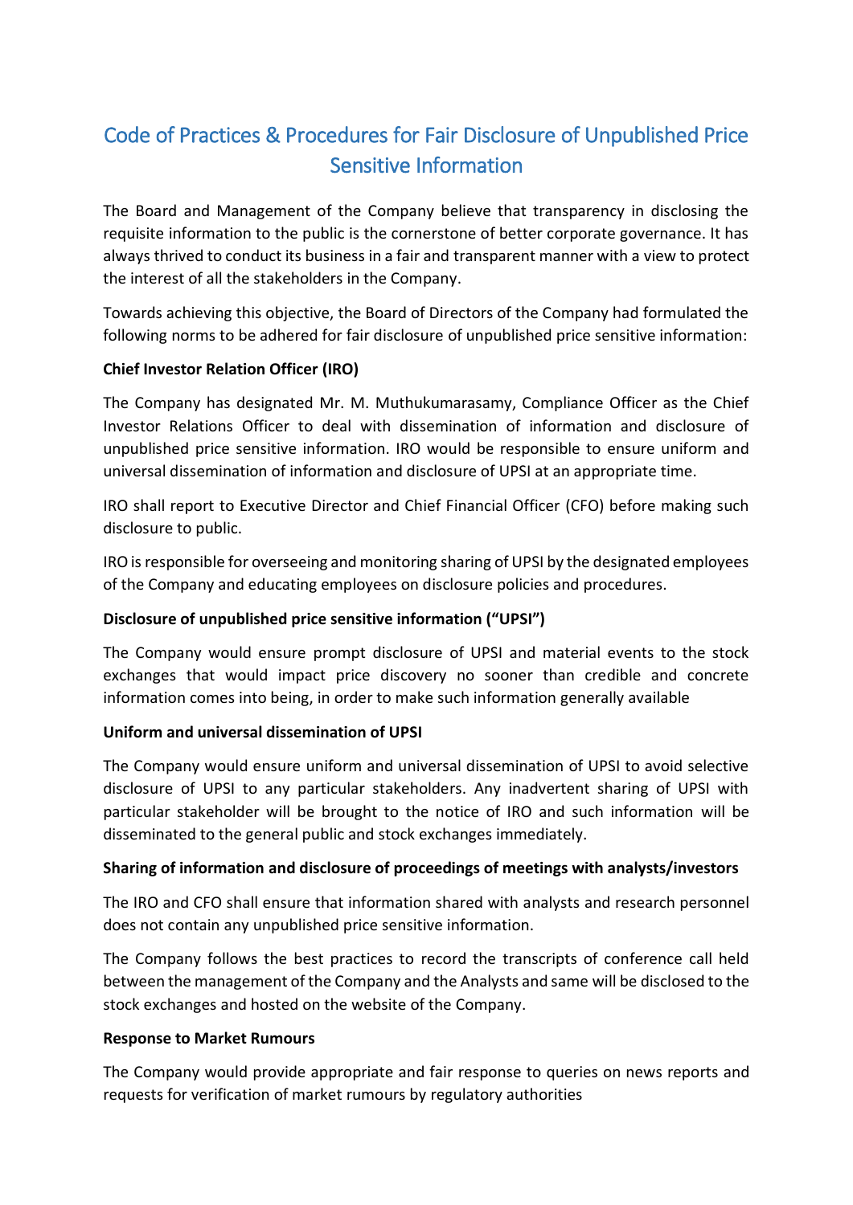# Code of Practices & Procedures for Fair Disclosure of Unpublished Price Sensitive Information

The Board and Management of the Company believe that transparency in disclosing the requisite information to the public is the cornerstone of better corporate governance. It has always thrived to conduct its business in a fair and transparent manner with a view to protect the interest of all the stakeholders in the Company.

Towards achieving this objective, the Board of Directors of the Company had formulated the following norms to be adhered for fair disclosure of unpublished price sensitive information:

**Chief Investor Relation Officer (IRO)**

The Company has designated Mr. M. Muthukumarasamy, Compliance Officer as the Chief Investor Relations Officer to deal with dissemination of information and disclosure of unpublished price sensitive information. IRO would be responsible to ensure uniform and universal dissemination of information and disclosure of UPSI at an appropriate time.

IRO shall report to Executive Director and Chief Financial Officer (CFO) before making such disclosure to public.

IRO is responsible for overseeing and monitoring sharing of UPSI by the designated employees of the Company and educating employees on disclosure policies and procedures.

**Disclosure of unpublished price sensitive information ("UPSI")**

The Company would ensure prompt disclosure of UPSI and material events to the stock exchanges that would impact price discovery no sooner than credible and concrete information comes into being, in order to make such information generally available

**Uniform and universal dissemination of UPSI**

The Company would ensure uniform and universal dissemination of UPSI to avoid selective disclosure of UPSI to any particular stakeholders. Any inadvertent sharing of UPSI with particular stakeholder will be brought to the notice of IRO and such information will be disseminated to the general public and stock exchanges immediately.

**Sharing of information and disclosure of proceedings of meetings with analysts/investors**

The IRO and CFO shall ensure that information shared with analysts and research personnel does not contain any unpublished price sensitive information.

The Company follows the best practices to record the transcripts of conference call held between the management of the Company and the Analysts and same will be disclosed to the stock exchanges and hosted on the website of the Company.

**Response to Market Rumours**

The Company would provide appropriate and fair response to queries on news reports and requests for verification of market rumours by regulatory authorities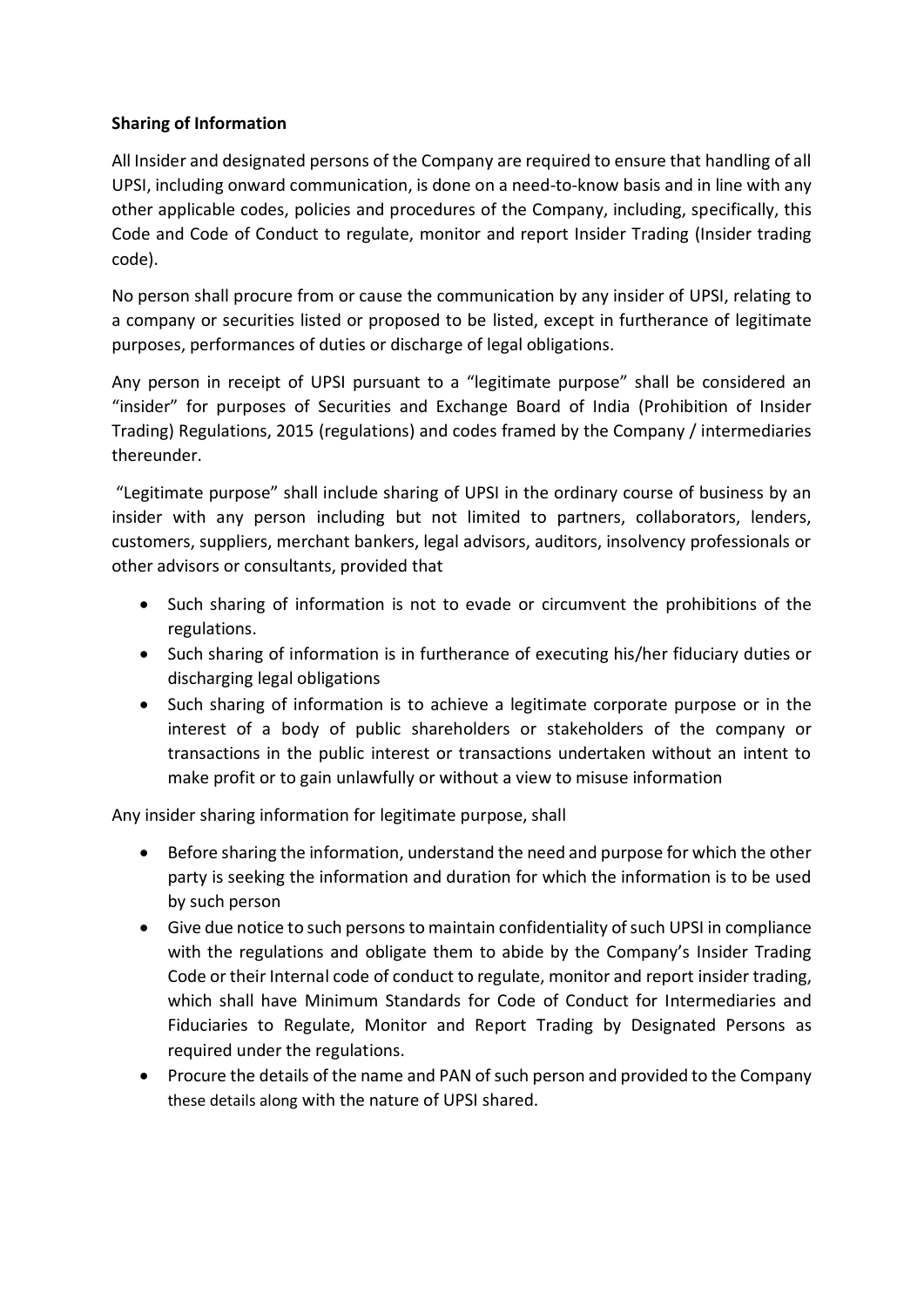**Sharing of Information**

All Insider and designated persons of the Company are required to ensure that handling of all UPSI, including onward communication, is done on a need-to-know basis and in line with any other applicable codes, policies and procedures of the Company, including, specifically, this Code and Code of Conduct to regulate, monitor and report Insider Trading (Insider trading code).

No person shall procure from or cause the communication by any insider of UPSI, relating to a company or securities listed or proposed to be listed, except in furtherance of legitimate purposes, performances of duties or discharge of legal obligations.

Any person in receipt of UPSI pursuant to a "legitimate purpose" shall be considered an "insider" for purposes of Securities and Exchange Board of India (Prohibition of Insider Trading) Regulations, 2015 (regulations) and codes framed by the Company / intermediaries thereunder.

"Legitimate purpose" shall include sharing of UPSI in the ordinary course of business by an insider with any person including but not limited to partners, collaborators, lenders, customers, suppliers, merchant bankers, legal advisors, auditors, insolvency professionals or other advisors or consultants, provided that

- Such sharing of information is not to evade or circumvent the prohibitions of the regulations.
- Such sharing of information is in furtherance of executing his/her fiduciary duties or discharging legal obligations
- Such sharing of information is to achieve a legitimate corporate purpose or in the interest of a body of public shareholders or stakeholders of the company or transactions in the public interest or transactions undertaken without an intent to make profit or to gain unlawfully or without a view to misuse information

Any insider sharing information for legitimate purpose, shall

- Before sharing the information, understand the need and purpose for which the other party is seeking the information and duration for which the information is to be used by such person
- Give due notice to such persons to maintain confidentiality of such UPSI in compliance with the regulations and obligate them to abide by the Company's Insider Trading Code or their Internal code of conduct to regulate, monitor and report insider trading, which shall have Minimum Standards for Code of Conduct for Intermediaries and Fiduciaries to Regulate, Monitor and Report Trading by Designated Persons as required under the regulations.
- Procure the details of the name and PAN of such person and provided to the Company these details along with the nature of UPSI shared.